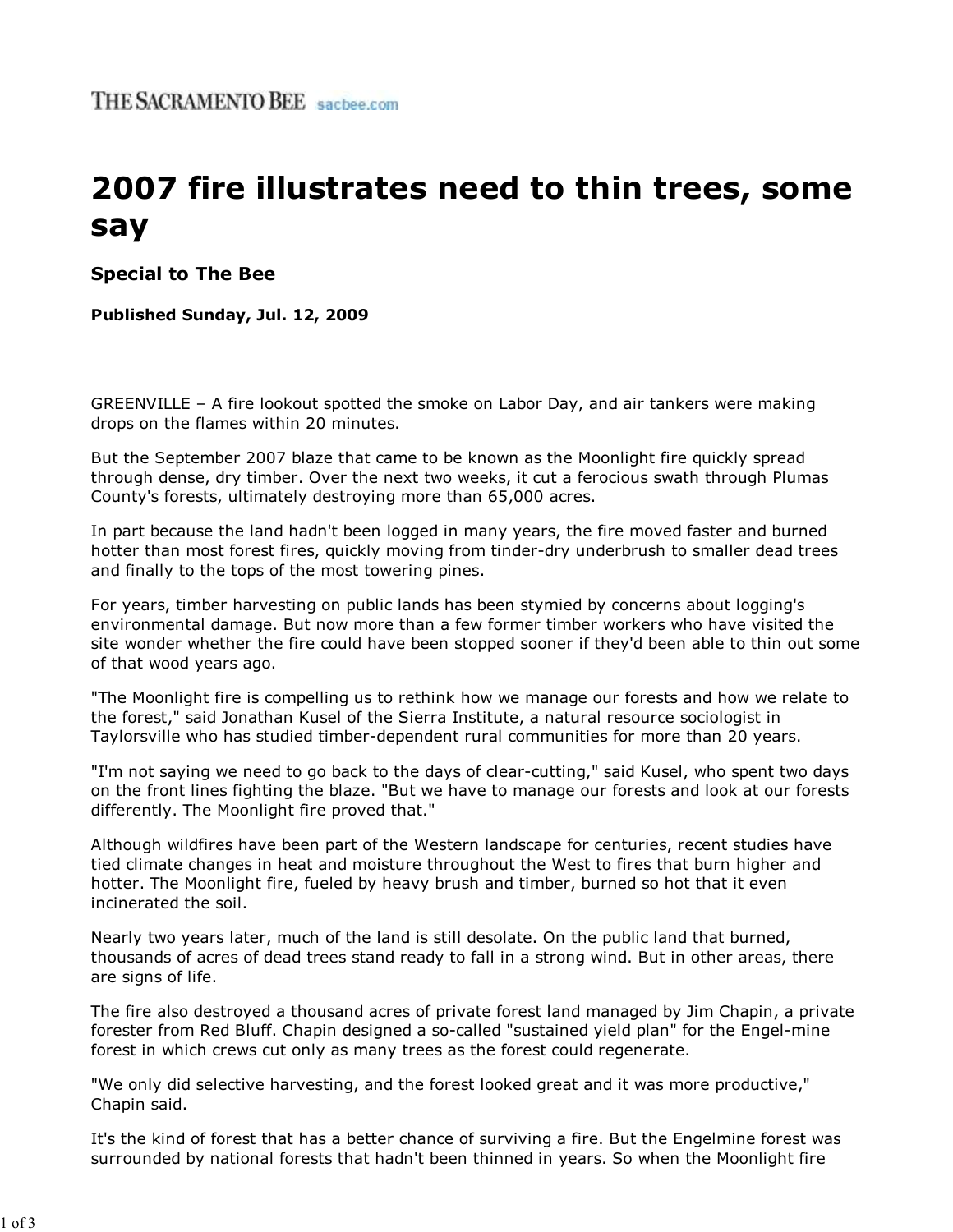THE SACRAMENTO BEE sacbee.com

# 2007 fire illustrates need to thin trees, some say

### Special to The Bee

**Published Sunday, Jul. 12, 2009**

GREENVILLE – A fire lookout spotted the smoke on Labor Day, and air tankers were making drops on the flames within 20 minutes.

But the September 2007 blaze that came to be known as the Moonlight fire quickly spread through dense, dry timber. Over the next two weeks, it cut a ferocious swath through Plumas County's forests, ultimately destroying more than 65,000 acres.

In part because the land hadn't been logged in many years, the fire moved faster and burned hotter than most forest fires, quickly moving from tinder-dry underbrush to smaller dead trees and finally to the tops of the most towering pines.

For years, timber harvesting on public lands has been stymied by concerns about logging's environmental damage. But now more than a few former timber workers who have visited the site wonder whether the fire could have been stopped sooner if they'd been able to thin out some of that wood years ago.

"The Moonlight fire is compelling us to rethink how we manage our forests and how we relate to the forest," said Jonathan Kusel of the Sierra Institute, a natural resource sociologist in Taylorsville who has studied timber-dependent rural communities for more than 20 years.

"I'm not saying we need to go back to the days of clear-cutting," said Kusel, who spent two days on the front lines fighting the blaze. "But we have to manage our forests and look at our forests differently. The Moonlight fire proved that."

Although wildfires have been part of the Western landscape for centuries, recent studies have tied climate changes in heat and moisture throughout the West to fires that burn higher and hotter. The Moonlight fire, fueled by heavy brush and timber, burned so hot that it even incinerated the soil.

Nearly two years later, much of the land is still desolate. On the public land that burned, thousands of acres of dead trees stand ready to fall in a strong wind. But in other areas, there are signs of life.

The fire also destroyed a thousand acres of private forest land managed by Jim Chapin, a private forester from Red Bluff. Chapin designed a so-called "sustained yield plan" for the Engel-mine forest in which crews cut only as many trees as the forest could regenerate.

"We only did selective harvesting, and the forest looked great and it was more productive," Chapin said.

It's the kind of forest that has a better chance of surviving a fire. But the Engelmine forest was surrounded by national forests that hadn't been thinned in years. So when the Moonlight fire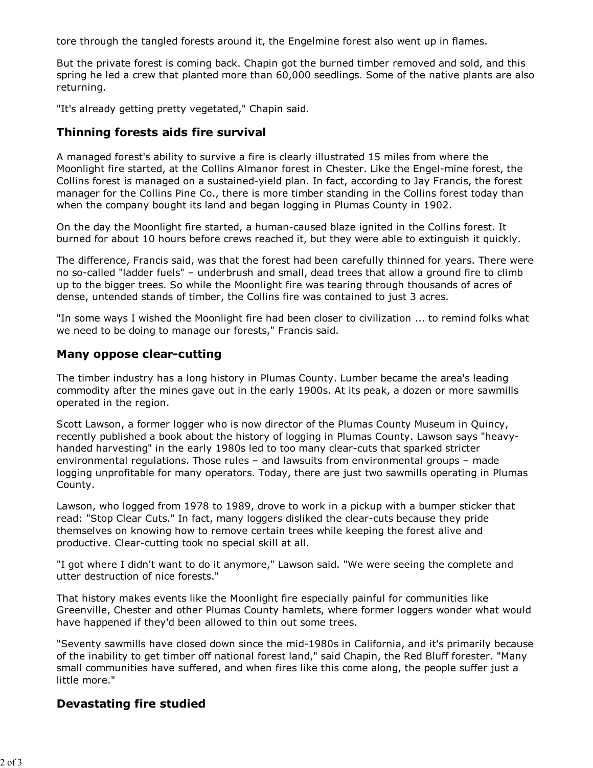tore through the tangled forests around it, the Engelmine forest also went up in flames.

But the private forest is coming back. Chapin got the burned timber removed and sold, and this spring he led a crew that planted more than 60,000 seedlings. Some of the native plants are also returning.

"It's already getting pretty vegetated," Chapin said.

## Thinning forests aids fire survival

A managed forest's ability to survive a fire is clearly illustrated 15 miles from where the Moonlight fire started, at the Collins Almanor forest in Chester. Like the Engel-mine forest, the Collins forest is managed on a sustained-yield plan. In fact, according to Jay Francis, the forest manager for the Collins Pine Co., there is more timber standing in the Collins forest today than when the company bought its land and began logging in Plumas County in 1902.

On the day the Moonlight fire started, a human-caused blaze ignited in the Collins forest. It burned for about 10 hours before crews reached it, but they were able to extinguish it quickly.

The difference, Francis said, was that the forest had been carefully thinned for years. There were no so-called "ladder fuels" – underbrush and small, dead trees that allow a ground fire to climb up to the bigger trees. So while the Moonlight fire was tearing through thousands of acres of dense, untended stands of timber, the Collins fire was contained to just 3 acres.

"In some ways I wished the Moonlight fire had been closer to civilization ... to remind folks what we need to be doing to manage our forests," Francis said.

## Many oppose clear-cutting

The timber industry has a long history in Plumas County. Lumber became the area's leading commodity after the mines gave out in the early 1900s. At its peak, a dozen or more sawmills operated in the region.

Scott Lawson, a former logger who is now director of the Plumas County Museum in Quincy, recently published a book about the history of logging in Plumas County. Lawson says "heavy-handed harvesting" in the early 1980s led to too many clear-cuts that sparked stricter environmental regulations. Those rules – and lawsuits from environmental groups – made logging unprofitable for many operators. Today, there are just two sawmills operating in Plumas County.

Lawson, who logged from 1978 to 1989, drove to work in a pickup with a bumper sticker that read: "Stop Clear Cuts." In fact, many loggers disliked the clear-cuts because they pride themselves on knowing how to remove certain trees while keeping the forest alive and productive. Clear-cutting took no special skill at all.

"I got where I didn't want to do it anymore," Lawson said. "We were seeing the complete and utter destruction of nice forests."

That history makes events like the Moonlight fire especially painful for communities like Greenville, Chester and other Plumas County hamlets, where former loggers wonder what would have happened if they'd been allowed to thin out some trees.

"Seventy sawmills have closed down since the mid-1980s in California, and it's primarily because of the inability to get timber off national forest land," said Chapin, the Red Bluff forester. "Many small communities have suffered, and when fires like this come along, the people suffer just a little more."

## Devastating fire studied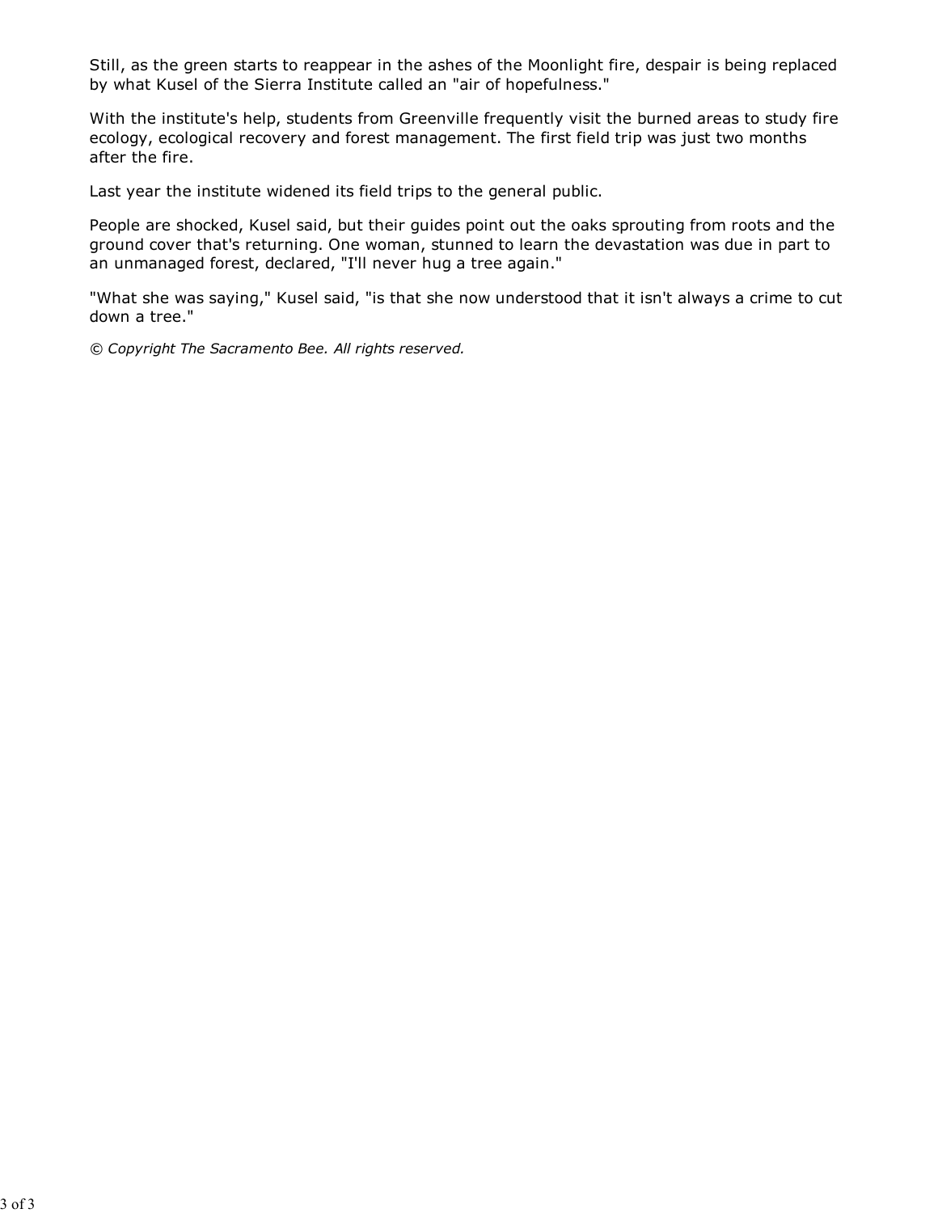Still, as the green starts to reappear in the ashes of the Moonlight fire, despair is being replaced by what Kusel of the Sierra Institute called an "air of hopefulness."

With the institute's help, students from Greenville frequently visit the burned areas to study fire ecology, ecological recovery and forest management. The first field trip was just two months after the fire.

Last year the institute widened its field trips to the general public.

People are shocked, Kusel said, but their guides point out the oaks sprouting from roots and the ground cover that's returning. One woman, stunned to learn the devastation was due in part to an unmanaged forest, declared, "I'll never hug a tree again."

"What she was saying," Kusel said, "is that she now understood that it isn't always a crime to cut down a tree."

*© Copyright The Sacramento Bee. All rights reserved.*